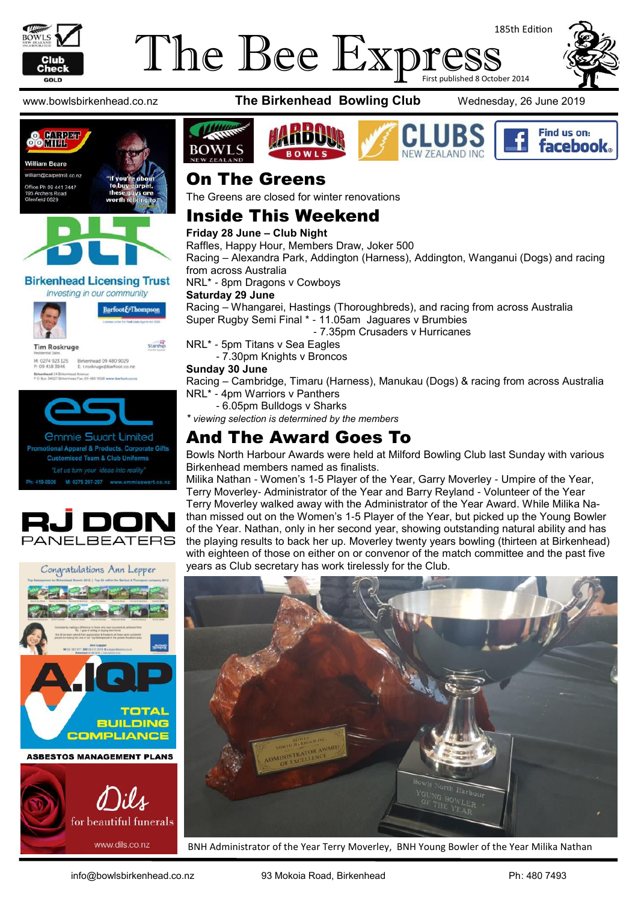# The Bee Express

185th Edition

First published 8 October 2014

www.bowlsbirkenhead.co.nz **The Birkenhead Bowling Club** Wednesday, 26 June 2019

## On The Greens

The Greens are closed for winter renovations

## Inside This Weekend

**Friday 28 June – Club Night**

Raffles, Happy Hour, Members Draw, Joker 500

Racing – Alexandra Park, Addington (Harness), Addington, Wanganui (Dogs) and racing from across Australia

NRL* - 8pm Dragons v Cowboys

**Saturday 29 June**

Racing – Whangarei, Hastings (Thoroughbreds), and racing from across Australia

Super Rugby Semi Final * - 11.05am Jaguares v Brumbies

- 7.35pm Crusaders v Hurricanes

NRL* - 5pm Titans v Sea Eagles

- 7.30pm Knights v Broncos

**Sunday 30 June**

Racing – Cambridge, Timaru (Harness), Manukau (Dogs) & racing from across Australia

NRL* - 4pm Warriors v Panthers

- 6.05pm Bulldogs v Sharks

*\* viewing selection is determined by the members*

## And The Award Goes To

Bowls North Harbour Awards were held at Milford Bowling Club last Sunday with various Birkenhead members named as finalists.

Milika Nathan - Women's 1-5 Player of the Year, Garry Moverley - Umpire of the Year, Terry Moverley- Administrator of the Year and Barry Reyland - Volunteer of the Year

Terry Moverley walked away with the Administrator of the Year Award. While Milika Nathan missed out on the Women's 1-5 Player of the Year, but picked up the Young Bowler of the Year. Nathan, only in her second year, showing outstanding natural ability and has the playing results to back her up. Moverley twenty years bowling (thirteen at Birkenhead) with eighteen of those on either on or convenor of the match committee and the past five years as Club secretary has work tirelessly for the Club.

BNH Administrator of the Year Terry Moverley, BNH Young Bowler of the Year Milika Nathan

info@bowlsbirkenhead.co.nz 93 Mokoia Road, Birkenhead Ph: 480 7493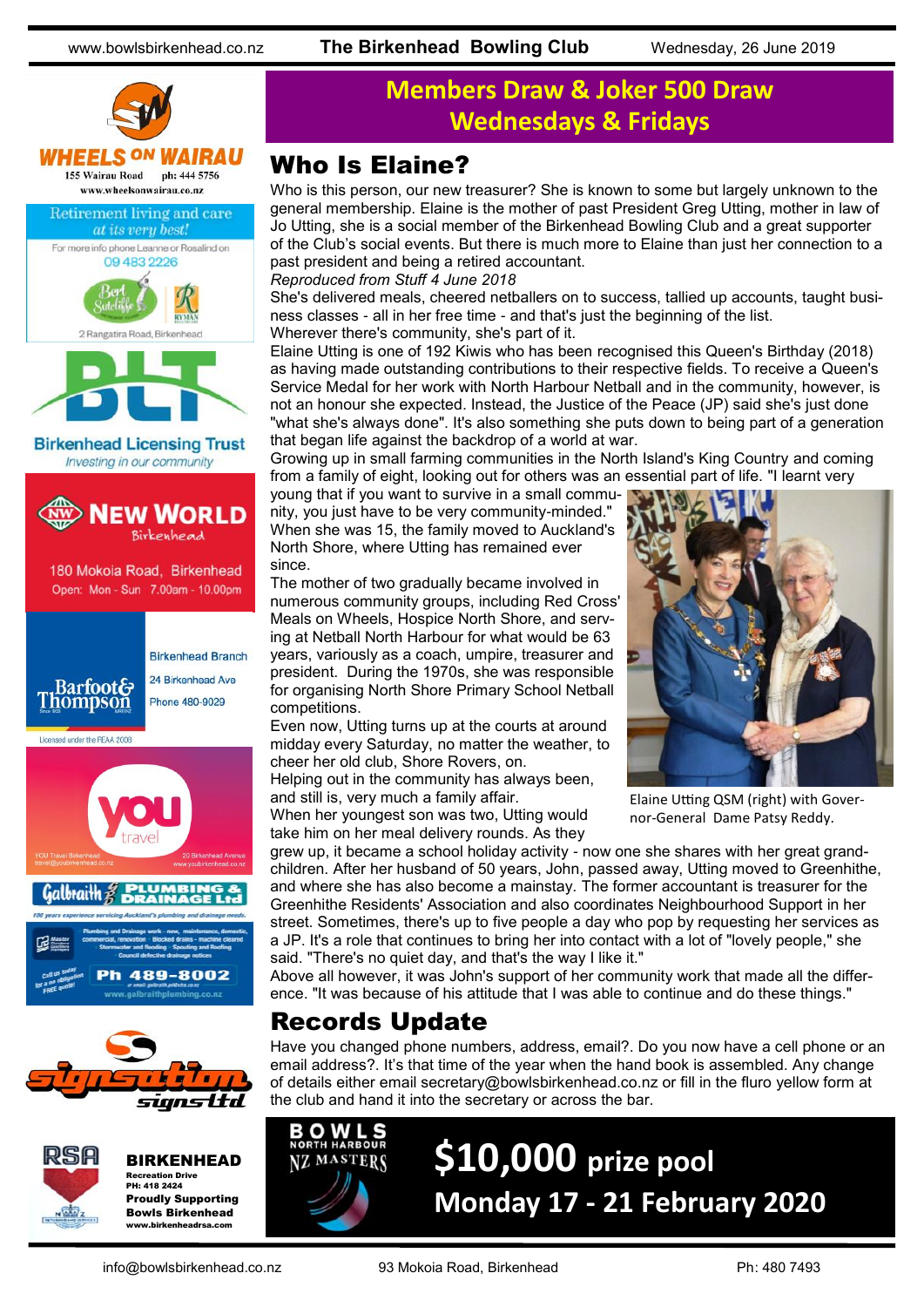## Members Draw & Joker 500 Draw Wednesdays & Fridays

## Who Is Elaine?

Who is this person, our new treasurer? She is known to some but largely unknown to the general membership. Elaine is the mother of past President Greg Utting, mother in law of Jo Utting, she is a social member of the Birkenhead Bowling Club and a great supporter of the Club's social events. But there is much more to Elaine than just her connection to a past president and being a retired accountant.

*Reproduced from Stuff 4 June 2018*

She's delivered meals, cheered netballers on to success, tallied up accounts, taught business classes - all in her free time - and that's just the beginning of the list.

Wherever there's community, she's part of it.

Elaine Utting is one of 192 Kiwis who has been recognised this Queen's Birthday (2018) as having made outstanding contributions to their respective fields. To receive a Queen's Service Medal for her work with North Harbour Netball and in the community, however, is not an honour she expected. Instead, the Justice of the Peace (JP) said she's just done "what she's always done". It's also something she puts down to being part of a generation that began life against the backdrop of a world at war.

Growing up in small farming communities in the North Island's King Country and coming from a family of eight, looking out for others was an essential part of life. "I learnt very young that if you want to survive in a small community, you just have to be very community-minded."

When she was 15, the family moved to Auckland's North Shore, where Utting has remained ever since.

The mother of two gradually became involved in numerous community groups, including Red Cross' Meals on Wheels, Hospice North Shore, and serving at Netball North Harbour for what would be 63 years, variously as a coach, umpire, treasurer and president. During the 1970s, she was responsible for organising North Shore Primary School Netball competitions.

Even now, Utting turns up at the courts at around midday every Saturday, no matter the weather, to cheer her old club, Shore Rovers, on.

Helping out in the community has always been, and still is, very much a family affair.

When her youngest son was two, Utting would take him on her meal delivery rounds. As they grew up, it became a school holiday activity - now one she shares with her great grandchildren. After her husband of 50 years, John, passed away, Utting moved to Greenhithe, and where she has also become a mainstay. The former accountant is treasurer for the Greenhithe Residents' Association and also coordinates Neighbourhood Support in her street. Sometimes, there's up to five people a day who pop by requesting her services as a JP. It's a role that continues to bring her into contact with a lot of "lovely people," she said. "There's no quiet day, and that's the way I like it."

Above all however, it was John's support of her community work that made all the difference. "It was because of his attitude that I was able to continue and do these things."

Elaine Utting QSM (right) with Governor-General Dame Patsy Reddy.

## Records Update

Have you changed phone numbers, address, email?. Do you now have a cell phone or an email address?. It's that time of the year when the hand book is assembled. Any change of details either email secretary@bowlsbirkenhead.co.nz or fill in the fluro yellow form at the club and hand it into the secretary or across the bar.

**BOWLS NORTH HARBOUR NZ MASTERS**

**$10,000 prize pool**

**Monday 17 - 21 February 2020**

WHEELS ON WAIRAU
155 Wairau Road ph: 444 5756
www.wheelsonwairau.co.nz

Retirement living and care at its very best!
For more info phone Leanne or Rosalind on 09 483 2226
Bert Sutcliffe · Ryman
2 Rangatira Road, Birkenhead

BLT
Birkenhead Licensing Trust
Investing in our community

NEW WORLD Birkenhead
180 Mokoia Road, Birkenhead
Open: Mon - Sun 7.00am - 10.00pm

Barfoot & Thompson
Birkenhead Branch
24 Birkenhead Ave
Phone 480-9029
Licensed under the REAA 2008

you travel
YOU Travel Birkenhead
travel@youbirkenhead.co.nz
20 Birkenhead Avenue
www.youbirkenhead.co.nz

Galbraith PLUMBING & DRAINAGE Ltd
Ph 489-8002
www.galbraithplumbing.co.nz

signsation signs ltd

RSA
BIRKENHEAD
Recreation Drive
PH: 418 2424
Proudly Supporting Bowls Birkenhead
www.birkenheadrsa.com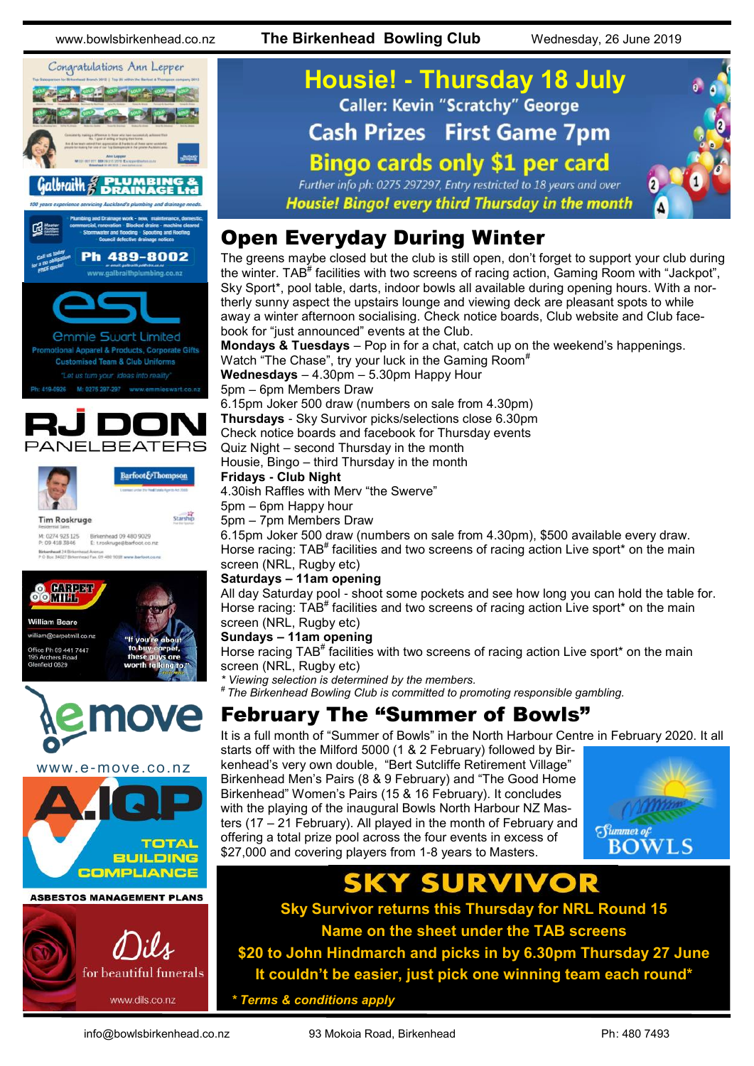# Housie! - Thursday 18 July

Caller: Kevin "Scratchy" George

Cash Prizes First Game 7pm

Bingo cards only $1 per card

*Further info ph: 0275 297297, Entry restricted to 18 years and over*

***Housie! Bingo! every third Thursday in the month***

## Open Everyday During Winter

The greens maybe closed but the club is still open, don't forget to support your club during the winter. TAB# facilities with two screens of racing action, Gaming Room with "Jackpot", Sky Sport*, pool table, darts, indoor bowls all available during opening hours. With a northerly sunny aspect the upstairs lounge and viewing deck are pleasant spots to while away a winter afternoon socialising. Check notice boards, Club website and Club facebook for "just announced" events at the Club.

**Mondays & Tuesdays** – Pop in for a chat, catch up on the weekend's happenings.
Watch "The Chase", try your luck in the Gaming Room#

**Wednesdays** – 4.30pm – 5.30pm Happy Hour
5pm – 6pm Members Draw
6.15pm Joker 500 draw (numbers on sale from 4.30pm)

**Thursdays** - Sky Survivor picks/selections close 6.30pm
Check notice boards and facebook for Thursday events
Quiz Night – second Thursday in the month
Housie, Bingo – third Thursday in the month

**Fridays - Club Night**
4.30ish Raffles with Merv "the Swerve"
5pm – 6pm Happy hour
5pm – 7pm Members Draw
6.15pm Joker 500 draw (numbers on sale from 4.30pm), $500 available every draw.
Horse racing: TAB# facilities and two screens of racing action Live sport* on the main screen (NRL, Rugby etc)

**Saturdays – 11am opening**
All day Saturday pool - shoot some pockets and see how long you can hold the table for.
Horse racing: TAB# facilities and two screens of racing action Live sport* on the main screen (NRL, Rugby etc)

**Sundays – 11am opening**
Horse racing TAB# facilities with two screens of racing action Live sport* on the main screen (NRL, Rugby etc)

*\* Viewing selection is determined by the members.*
*# The Birkenhead Bowling Club is committed to promoting responsible gambling.*

## February The "Summer of Bowls"

It is a full month of "Summer of Bowls" in the North Harbour Centre in February 2020. It all starts off with the Milford 5000 (1 & 2 February) followed by Birkenhead's very own double, "Bert Sutcliffe Retirement Village" Birkenhead Men's Pairs (8 & 9 February) and "The Good Home Birkenhead" Women's Pairs (15 & 16 February). It concludes with the playing of the inaugural Bowls North Harbour NZ Masters (17 – 21 February). All played in the month of February and offering a total prize pool across the four events in excess of $27,000 and covering players from 1-8 years to Masters.

Summer of BOWLS

## SKY SURVIVOR

**Sky Survivor returns this Thursday for NRL Round 15**
**Name on the sheet under the TAB screens**
**$20 to John Hindmarch and picks in by 6.30pm Thursday 27 June**
**It couldn't be easier, just pick one winning team each round\***

***\* Terms & conditions apply***

Congratulations Ann Lepper

Galbraith Plumbing & Drainage Ltd — 100 years experience servicing Auckland's plumbing and drainage needs. Plumbing and Drainage work - new, maintenance, domestic, commercial, renovation · Blocked drains - machine cleared · Stormwater and flooding · Spouting and Roofing · Council defective drainage notices. Call us today for a no obligation FREE quote! Ph 489-8002 www.galbraithplumbing.co.nz

esl — Emmie Swart Limited. Promotional Apparel & Products, Corporate Gifts. Customised Team & Club Uniforms. "Let us turn your ideas into reality". Ph: 419-0926 M: 0275 297-297 www.emmieswart.co.nz

RJ DON PANELBEATERS

Barfoot&Thompson — Tim Roskruge, Residential Sales. M: 0274 923 125 P: 09 418 3846 Birkenhead 09 480 9029 E: t.roskruge@barfoot.co.nz

CARPET MILL — William Beare. william@carpetmill.co.nz Office Ph 09 441 7447 195 Archers Road Glenfield 0629. "If you're about to buy carpet, these guys are worth talking to"

emove — www.e-move.co.nz

A.IQP TOTAL BUILDING COMPLIANCE — ASBESTOS MANAGEMENT PLANS

Dils for beautiful funerals — www.dils.co.nz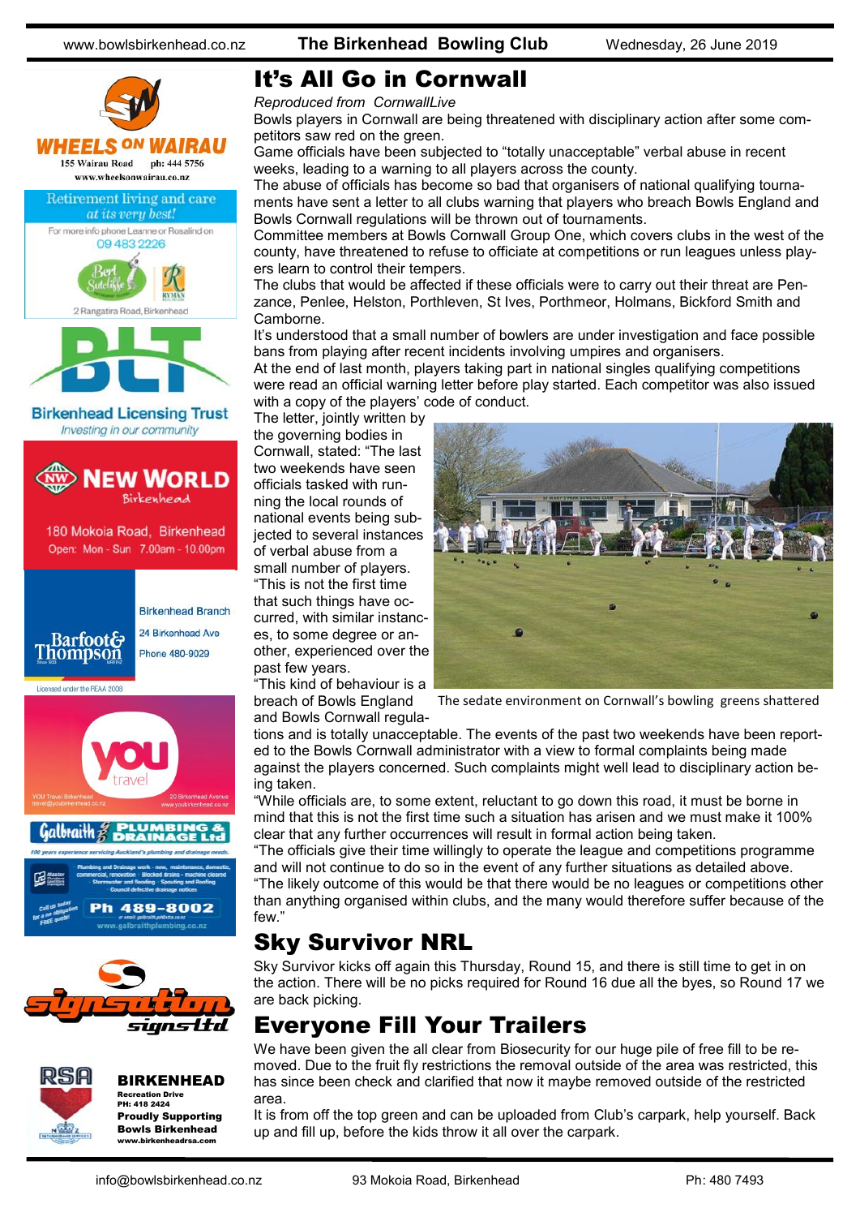# It's All Go in Cornwall

*Reproduced from CornwallLive*

Bowls players in Cornwall are being threatened with disciplinary action after some competitors saw red on the green.

Game officials have been subjected to "totally unacceptable" verbal abuse in recent weeks, leading to a warning to all players across the county.

The abuse of officials has become so bad that organisers of national qualifying tournaments have sent a letter to all clubs warning that players who breach Bowls England and Bowls Cornwall regulations will be thrown out of tournaments.

Committee members at Bowls Cornwall Group One, which covers clubs in the west of the county, have threatened to refuse to officiate at competitions or run leagues unless players learn to control their tempers.

The clubs that would be affected if these officials were to carry out their threat are Penzance, Penlee, Helston, Porthleven, St Ives, Porthmeor, Holmans, Bickford Smith and Camborne.

It's understood that a small number of bowlers are under investigation and face possible bans from playing after recent incidents involving umpires and organisers.

At the end of last month, players taking part in national singles qualifying competitions were read an official warning letter before play started. Each competitor was also issued with a copy of the players' code of conduct.

The letter, jointly written by the governing bodies in Cornwall, stated: "The last two weekends have seen officials tasked with running the local rounds of national events being subjected to several instances of verbal abuse from a small number of players.

"This is not the first time that such things have occurred, with similar instances, to some degree or another, experienced over the past few years.

"This kind of behaviour is a breach of Bowls England and Bowls Cornwall regulations and is totally unacceptable. The events of the past two weekends have been reported to the Bowls Cornwall administrator with a view to formal complaints being made against the players concerned. Such complaints might well lead to disciplinary action being taken.

"While officials are, to some extent, reluctant to go down this road, it must be borne in mind that this is not the first time such a situation has arisen and we must make it 100% clear that any further occurrences will result in formal action being taken.

"The officials give their time willingly to operate the league and competitions programme and will not continue to do so in the event of any further situations as detailed above.

"The likely outcome of this would be that there would be no leagues or competitions other than anything organised within clubs, and the many would therefore suffer because of the few."

The sedate environment on Cornwall's bowling greens shattered

# Sky Survivor NRL

Sky Survivor kicks off again this Thursday, Round 15, and there is still time to get in on the action. There will be no picks required for Round 16 due all the byes, so Round 17 we are back picking.

# Everyone Fill Your Trailers

We have been given the all clear from Biosecurity for our huge pile of free fill to be removed. Due to the fruit fly restrictions the removal outside of the area was restricted, this has since been check and clarified that now it maybe removed outside of the restricted area.

It is from off the top green and can be uploaded from Club's carpark, help yourself. Back up and fill up, before the kids throw it all over the carpark.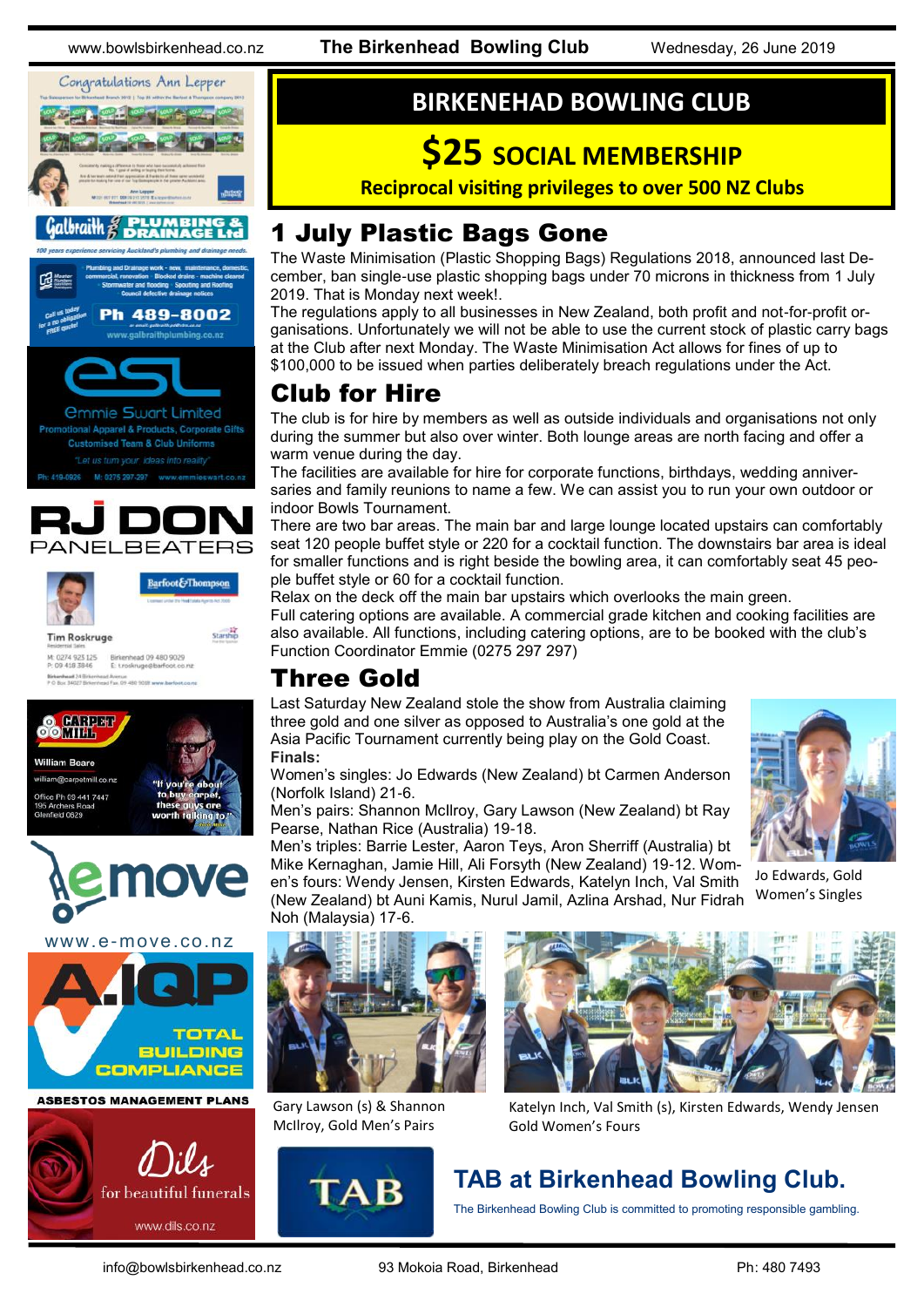# BIRKENHEAD BOWLING CLUB

## $25 SOCIAL MEMBERSHIP

**Reciprocal visiting privileges to over 500 NZ Clubs**

## 1 July Plastic Bags Gone

The Waste Minimisation (Plastic Shopping Bags) Regulations 2018, announced last December, ban single-use plastic shopping bags under 70 microns in thickness from 1 July 2019. That is Monday next week!.

The regulations apply to all businesses in New Zealand, both profit and not-for-profit organisations. Unfortunately we will not be able to use the current stock of plastic carry bags at the Club after next Monday. The Waste Minimisation Act allows for fines of up to $100,000 to be issued when parties deliberately breach regulations under the Act.

## Club for Hire

The club is for hire by members as well as outside individuals and organisations not only during the summer but also over winter. Both lounge areas are north facing and offer a warm venue during the day.

The facilities are available for hire for corporate functions, birthdays, wedding anniversaries and family reunions to name a few. We can assist you to run your own outdoor or indoor Bowls Tournament.

There are two bar areas. The main bar and large lounge located upstairs can comfortably seat 120 people buffet style or 220 for a cocktail function. The downstairs bar area is ideal for smaller functions and is right beside the bowling area, it can comfortably seat 45 people buffet style or 60 for a cocktail function.

Relax on the deck off the main bar upstairs which overlooks the main green.

Full catering options are available. A commercial grade kitchen and cooking facilities are also available. All functions, including catering options, are to be booked with the club's Function Coordinator Emmie (0275 297 297)

## Three Gold

Last Saturday New Zealand stole the show from Australia claiming three gold and one silver as opposed to Australia's one gold at the Asia Pacific Tournament currently being play on the Gold Coast.

**Finals:**

Women's singles: Jo Edwards (New Zealand) bt Carmen Anderson (Norfolk Island) 21-6.

Men's pairs: Shannon McIlroy, Gary Lawson (New Zealand) bt Ray Pearse, Nathan Rice (Australia) 19-18.

Men's triples: Barrie Lester, Aaron Teys, Aron Sherriff (Australia) bt Mike Kernaghan, Jamie Hill, Ali Forsyth (New Zealand) 19-12. Women's fours: Wendy Jensen, Kirsten Edwards, Katelyn Inch, Val Smith (New Zealand) bt Auni Kamis, Nurul Jamil, Azlina Arshad, Nur Fidrah Noh (Malaysia) 17-6.

Jo Edwards, Gold Women's Singles

Gary Lawson (s) & Shannon McIlroy, Gold Men's Pairs

Katelyn Inch, Val Smith (s), Kirsten Edwards, Wendy Jensen Gold Women's Fours

## TAB at Birkenhead Bowling Club.

The Birkenhead Bowling Club is committed to promoting responsible gambling.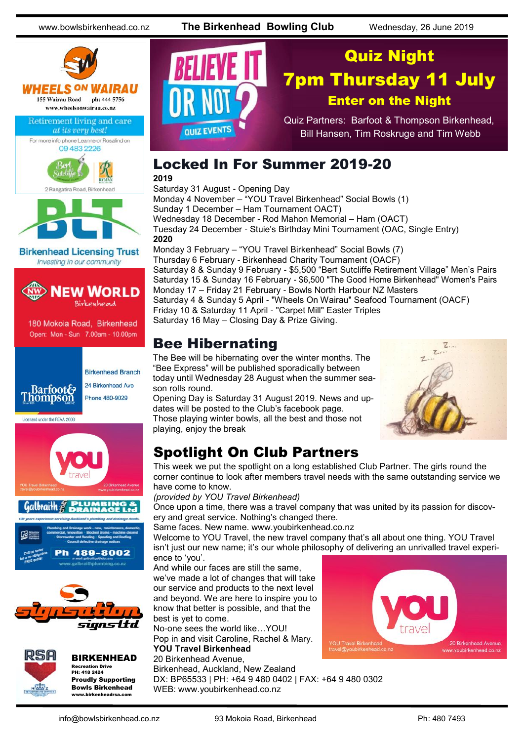## Quiz Night

## 7pm Thursday 11 July

### Enter on the Night

BELIEVE IT OR NOT? QUIZ EVENTS

Quiz Partners: Barfoot & Thompson Birkenhead, Bill Hansen, Tim Roskruge and Tim Webb

## Locked In For Summer 2019-20

**2019**

Saturday 31 August - Opening Day
Monday 4 November – "YOU Travel Birkenhead" Social Bowls (1)
Sunday 1 December – Ham Tournament OACT)
Wednesday 18 December - Rod Mahon Memorial – Ham (OACT)
Tuesday 24 December - Stuie's Birthday Mini Tournament (OAC, Single Entry)

**2020**

Monday 3 February – "YOU Travel Birkenhead" Social Bowls (7)
Thursday 6 February - Birkenhead Charity Tournament (OACF)
Saturday 8 & Sunday 9 February - $5,500 "Bert Sutcliffe Retirement Village" Men's Pairs
Saturday 15 & Sunday 16 February - $6,500 "The Good Home Birkenhead" Women's Pairs
Monday 17 – Friday 21 February - Bowls North Harbour NZ Masters
Saturday 4 & Sunday 5 April - "Wheels On Wairau" Seafood Tournament (OACF)
Friday 10 & Saturday 11 April - "Carpet Mill" Easter Triples
Saturday 16 May – Closing Day & Prize Giving.

## Bee Hibernating

The Bee will be hibernating over the winter months. The "Bee Express" will be published sporadically between today until Wednesday 28 August when the summer season rolls round.
Opening Day is Saturday 31 August 2019. News and updates will be posted to the Club's facebook page.
Those playing winter bowls, all the best and those not playing, enjoy the break

## Spotlight On Club Partners

This week we put the spotlight on a long established Club Partner. The girls round the corner continue to look after members travel needs with the same outstanding service we have come to know.

*(provided by YOU Travel Birkenhead)*

Once upon a time, there was a travel company that was united by its passion for discovery and great service. Nothing's changed there.
Same faces. New name. www.youbirkenhead.co.nz
Welcome to YOU Travel, the new travel company that's all about one thing. YOU Travel isn't just our new name; it's our whole philosophy of delivering an unrivalled travel experience to 'you'.
And while our faces are still the same, we've made a lot of changes that will take our service and products to the next level and beyond. We are here to inspire you to know that better is possible, and that the best is yet to come.
No-one sees the world like…YOU!
Pop in and visit Caroline, Rachel & Mary.
**YOU Travel Birkenhead**
20 Birkenhead Avenue,
Birkenhead, Auckland, New Zealand
DX: BP65533 | PH: +64 9 480 0402 | FAX: +64 9 480 0302
WEB: www.youbirkenhead.co.nz

---

WHEELS ON WAIRAU
155 Wairau Road ph: 444 5756
www.wheelsonwairau.co.nz

Retirement living and care *at its very best!*
For more info phone Leanne or Rosalind on 09 483 2226
Bert Sutcliffe — Ryman
2 Rangatira Road, Birkenhead

BLT
Birkenhead Licensing Trust
*Investing in our community*

NEW WORLD Birkenhead
180 Mokoia Road, Birkenhead
Open: Mon - Sun 7.00am - 10.00pm

Barfoot & Thompson
Birkenhead Branch
24 Birkenhead Ave
Phone 480-9029
Licensed under the REAA 2008

you travel
YOU Travel Birkenhead travel@youbirkenhead.co.nz
20 Birkenhead Avenue www.youbirkenhead.co.nz

Galbraith PLUMBING & DRAINAGE Ltd
Ph 489-8002
www.galbraithplumbing.co.nz

signsation signs ltd

RSA
**BIRKENHEAD**
Recreation Drive
PH: 418 2424
**Proudly Supporting Bowls Birkenhead**
www.birkenheadrsa.com